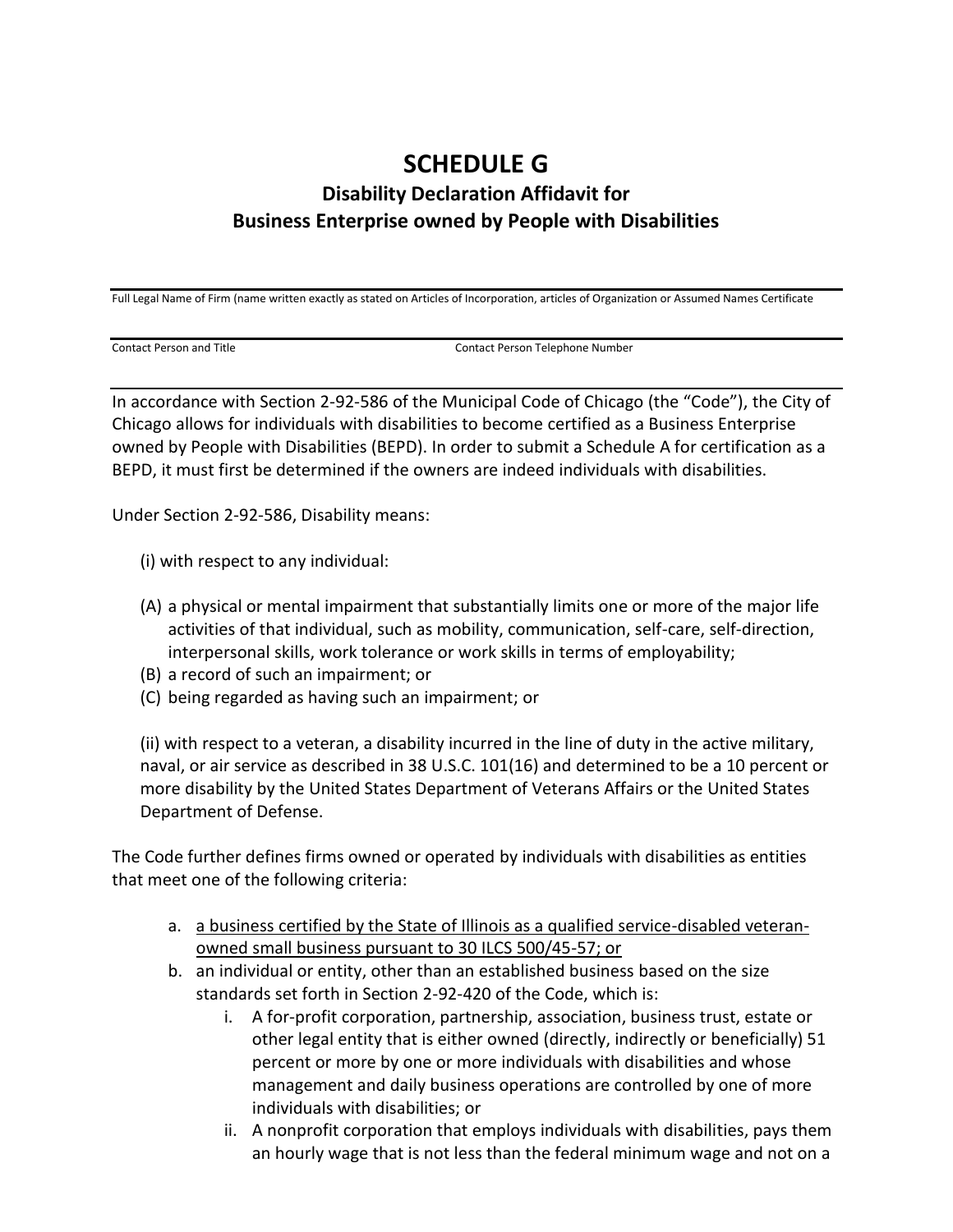# SCHEDULE G

## Disability Declaration Affidavit for Business Enterprise owned by People with Disabilities

Full Legal Name of Firm (name written exactly as stated on Articles of Incorporation, articles of Organization or Assumed Names Certificate

Contact Person and Title | Contact Person Telephone Number

In accordance with Section 2-92-586 of the Municipal Code of Chicago (the "Code"), the City of Chicago allows for individuals with disabilities to become certified as a Business Enterprise owned by People with Disabilities (BEPD). In order to submit a Schedule A for certification as a BEPD, it must first be determined if the owners are indeed individuals with disabilities.

Under Section 2-92-586, Disability means:

(i) with respect to any individual:

(A) a physical or mental impairment that substantially limits one or more of the major life activities of that individual, such as mobility, communication, self-care, self-direction, interpersonal skills, work tolerance or work skills in terms of employability;
(B) a record of such an impairment; or
(C) being regarded as having such an impairment; or

(ii) with respect to a veteran, a disability incurred in the line of duty in the active military, naval, or air service as described in 38 U.S.C. 101(16) and determined to be a 10 percent or more disability by the United States Department of Veterans Affairs or the United States Department of Defense.

The Code further defines firms owned or operated by individuals with disabilities as entities that meet one of the following criteria:

a. <u>a business certified by the State of Illinois as a qualified service-disabled veteran-owned small business pursuant to 30 ILCS 500/45-57; or</u>
b. an individual or entity, other than an established business based on the size standards set forth in Section 2-92-420 of the Code, which is:
    i. A for-profit corporation, partnership, association, business trust, estate or other legal entity that is either owned (directly, indirectly or beneficially) 51 percent or more by one or more individuals with disabilities and whose management and daily business operations are controlled by one of more individuals with disabilities; or
    ii. A nonprofit corporation that employs individuals with disabilities, pays them an hourly wage that is not less than the federal minimum wage and not on a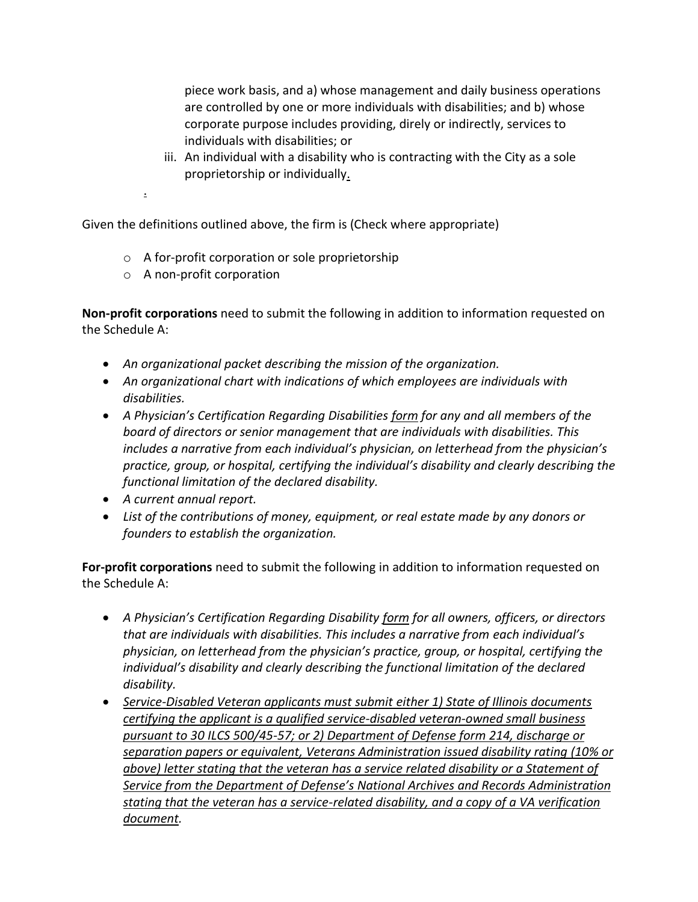piece work basis, and a) whose management and daily business operations are controlled by one or more individuals with disabilities; and b) whose corporate purpose includes providing, direly or indirectly, services to individuals with disabilities; or

iii. An individual with a disability who is contracting with the City as a sole proprietorship or individually.

.

Given the definitions outlined above, the firm is (Check where appropriate)

- A for-profit corporation or sole proprietorship
- A non-profit corporation

**Non-profit corporations** need to submit the following in addition to information requested on the Schedule A:

- *An organizational packet describing the mission of the organization.*
- *An organizational chart with indications of which employees are individuals with disabilities.*
- *A Physician's Certification Regarding Disabilities form for any and all members of the board of directors or senior management that are individuals with disabilities. This includes a narrative from each individual's physician, on letterhead from the physician's practice, group, or hospital, certifying the individual's disability and clearly describing the functional limitation of the declared disability.*
- *A current annual report.*
- *List of the contributions of money, equipment, or real estate made by any donors or founders to establish the organization.*

**For-profit corporations** need to submit the following in addition to information requested on the Schedule A:

- *A Physician's Certification Regarding Disability form for all owners, officers, or directors that are individuals with disabilities. This includes a narrative from each individual's physician, on letterhead from the physician's practice, group, or hospital, certifying the individual's disability and clearly describing the functional limitation of the declared disability.*
- *Service-Disabled Veteran applicants must submit either 1) State of Illinois documents certifying the applicant is a qualified service-disabled veteran-owned small business pursuant to 30 ILCS 500/45-57; or 2) Department of Defense form 214, discharge or separation papers or equivalent, Veterans Administration issued disability rating (10% or above) letter stating that the veteran has a service related disability or a Statement of Service from the Department of Defense's National Archives and Records Administration stating that the veteran has a service-related disability, and a copy of a VA verification document.*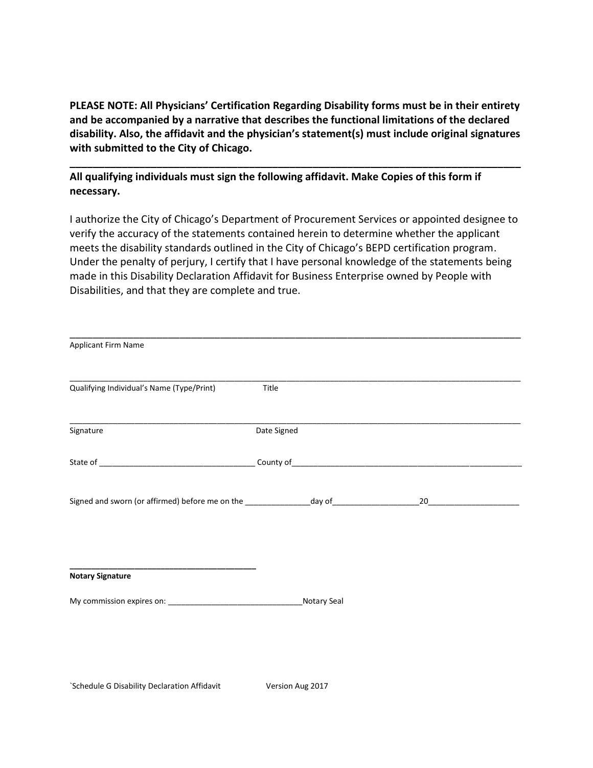**PLEASE NOTE: All Physicians' Certification Regarding Disability forms must be in their entirety and be accompanied by a narrative that describes the functional limitations of the declared disability. Also, the affidavit and the physician's statement(s) must include original signatures with submitted to the City of Chicago.**

---

**All qualifying individuals must sign the following affidavit. Make Copies of this form if necessary.**

I authorize the City of Chicago's Department of Procurement Services or appointed designee to verify the accuracy of the statements contained herein to determine whether the applicant meets the disability standards outlined in the City of Chicago's BEPD certification program. Under the penalty of perjury, I certify that I have personal knowledge of the statements being made in this Disability Declaration Affidavit for Business Enterprise owned by People with Disabilities, and that they are complete and true.

______________________________________________________________________________
Applicant Firm Name

______________________________________________________________________________
Qualifying Individual's Name (Type/Print)          Title

______________________________________________________________________________
Signature          Date Signed

State of ___________________________________ County of____________________________________________________

Signed and sworn (or affirmed) before me on the ______________day of___________________20____________________

__________________________________________
**Notary Signature**

My commission expires on: ______________________________Notary Seal

`Schedule G Disability Declaration Affidavit          Version Aug 2017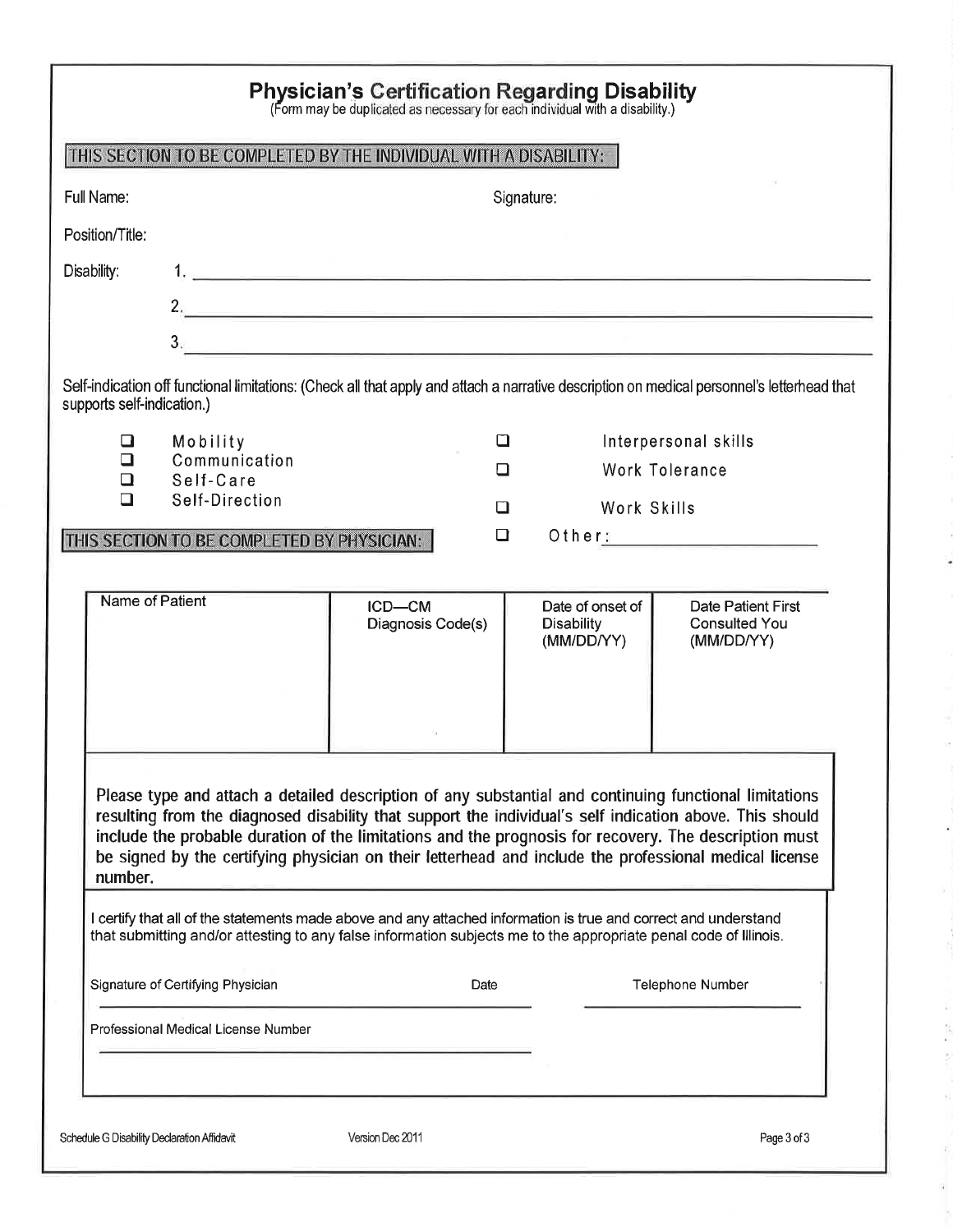# Physician's Certification Regarding Disability

(Form may be duplicated as necessary for each individual with a disability.)

**THIS SECTION TO BE COMPLETED BY THE INDIVIDUAL WITH A DISABILITY:**

Full Name: Signature:

Position/Title:

Disability: 1. \_\_\_\_\_\_\_\_\_\_\_\_\_\_\_\_\_\_\_\_

2. \_\_\_\_\_\_\_\_\_\_\_\_\_\_\_\_\_\_\_\_

3. \_\_\_\_\_\_\_\_\_\_\_\_\_\_\_\_\_\_\_\_

Self-indication off functional limitations: (Check all that apply and attach a narrative description on medical personnel's letterhead that supports self-indication.)

- ☐ Mobility
- ☐ Communication
- ☐ Self-Care
- ☐ Self-Direction
- ☐ Interpersonal skills
- ☐ Work Tolerance
- ☐ Work Skills
- ☐ Other: \_\_\_\_\_\_\_\_\_\_\_\_

**THIS SECTION TO BE COMPLETED BY PHYSICIAN:**

| Name of Patient | ICD—CM Diagnosis Code(s) | Date of onset of Disability (MM/DD/YY) | Date Patient First Consulted You (MM/DD/YY) |
|---|---|---|---|
| | | | |

**Please type and attach a detailed description of any substantial and continuing functional limitations resulting from the diagnosed disability that support the individual's self indication above. This should include the probable duration of the limitations and the prognosis for recovery. The description must be signed by the certifying physician on their letterhead and include the professional medical license number.**

I certify that all of the statements made above and any attached information is true and correct and understand that submitting and/or attesting to any false information subjects me to the appropriate penal code of Illinois.

Signature of Certifying Physician \_\_\_\_\_\_\_\_\_\_\_\_ Date \_\_\_\_\_\_\_\_\_\_\_\_ Telephone Number \_\_\_\_\_\_\_\_\_\_\_\_

Professional Medical License Number \_\_\_\_\_\_\_\_\_\_\_\_

Schedule G Disability Declaration Affidavit Version Dec 2011